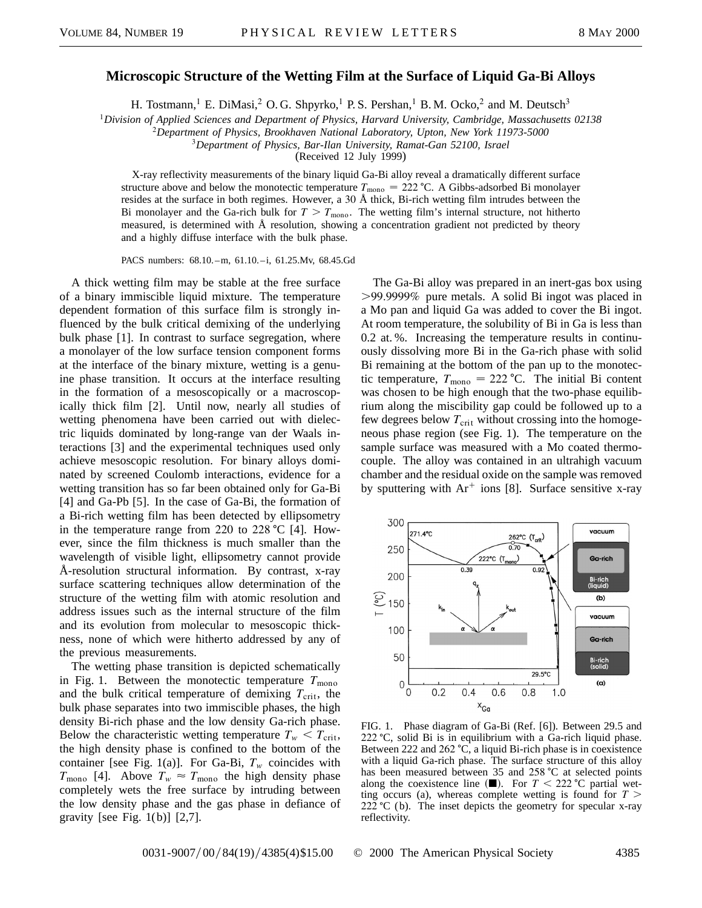# Microscopic Structure of the Wetting Film at the Surface of Liquid Ga-Bi Alloys

H. Tostmann,[1] E. DiMasi,[2] O. G. Shpyrko,[1] P. S. Pershan,[1] B. M. Ocko,[2] and M. Deutsch[3]

[1]*Division of Applied Sciences and Department of Physics, Harvard University, Cambridge, Massachusetts 02138*
[2]*Department of Physics, Brookhaven National Laboratory, Upton, New York 11973-5000*
[3]*Department of Physics, Bar-Ilan University, Ramat-Gan 52100, Israel*
(Received 12 July 1999)

X-ray reflectivity measurements of the binary liquid Ga-Bi alloy reveal a dramatically different surface structure above and below the monotectic temperature $T_{\text{mono}} = 222$ °C. A Gibbs-adsorbed Bi monolayer resides at the surface in both regimes. However, a 30 Å thick, Bi-rich wetting film intrudes between the Bi monolayer and the Ga-rich bulk for $T > T_{\text{mono}}$. The wetting film's internal structure, not hitherto measured, is determined with Å resolution, showing a concentration gradient not predicted by theory and a highly diffuse interface with the bulk phase.

PACS numbers: 68.10.–m, 61.10.–i, 61.25.Mv, 68.45.Gd

A thick wetting film may be stable at the free surface of a binary immiscible liquid mixture. The temperature dependent formation of this surface film is strongly influenced by the bulk critical demixing of the underlying bulk phase [1]. In contrast to surface segregation, where a monolayer of the low surface tension component forms at the interface of the binary mixture, wetting is a genuine phase transition. It occurs at the interface resulting in the formation of a mesoscopically or a macroscopically thick film [2]. Until now, nearly all studies of wetting phenomena have been carried out with dielectric liquids dominated by long-range van der Waals interactions [3] and the experimental techniques used only achieve mesoscopic resolution. For binary alloys dominated by screened Coulomb interactions, evidence for a wetting transition has so far been obtained only for Ga-Bi [4] and Ga-Pb [5]. In the case of Ga-Bi, the formation of a Bi-rich wetting film has been detected by ellipsometry in the temperature range from 220 to 228 °C [4]. However, since the film thickness is much smaller than the wavelength of visible light, ellipsometry cannot provide Å-resolution structural information. By contrast, x-ray surface scattering techniques allow determination of the structure of the wetting film with atomic resolution and address issues such as the internal structure of the film and its evolution from molecular to mesoscopic thickness, none of which were hitherto addressed by any of the previous measurements.

The wetting phase transition is depicted schematically in Fig. 1. Between the monotectic temperature $T_{\text{mono}}$ and the bulk critical temperature of demixing $T_{\text{crit}}$, the bulk phase separates into two immiscible phases, the high density Bi-rich phase and the low density Ga-rich phase. Below the characteristic wetting temperature $T_w < T_{\text{crit}}$, the high density phase is confined to the bottom of the container [see Fig. 1(a)]. For Ga-Bi, $T_w$ coincides with $T_{\text{mono}}$ [4]. Above $T_w \approx T_{\text{mono}}$ the high density phase completely wets the free surface by intruding between the low density phase and the gas phase in defiance of gravity [see Fig. 1(b)] [2,7].

The Ga-Bi alloy was prepared in an inert-gas box using >99.9999% pure metals. A solid Bi ingot was placed in a Mo pan and liquid Ga was added to cover the Bi ingot. At room temperature, the solubility of Bi in Ga is less than 0.2 at. %. Increasing the temperature results in continuously dissolving more Bi in the Ga-rich phase with solid Bi remaining at the bottom of the pan up to the monotectic temperature, $T_{\text{mono}} = 222$ °C. The initial Bi content was chosen to be high enough that the two-phase equilibrium along the miscibility gap could be followed up to a few degrees below $T_{\text{crit}}$ without crossing into the homogeneous phase region (see Fig. 1). The temperature on the sample surface was measured with a Mo coated thermocouple. The alloy was contained in an ultrahigh vacuum chamber and the residual oxide on the sample was removed by sputtering with $\text{Ar}^+$ ions [8]. Surface sensitive x-ray

FIG. 1. Phase diagram of Ga-Bi (Ref. [6]). Between 29.5 and 222 °C, solid Bi is in equilibrium with a Ga-rich liquid phase. Between 222 and 262 °C, a liquid Bi-rich phase is in coexistence with a liquid Ga-rich phase. The surface structure of this alloy has been measured between 35 and 258 °C at selected points along the coexistence line (■). For $T < 222$ °C partial wetting occurs (a), whereas complete wetting is found for $T > 222$ °C (b). The inset depicts the geometry for specular x-ray reflectivity.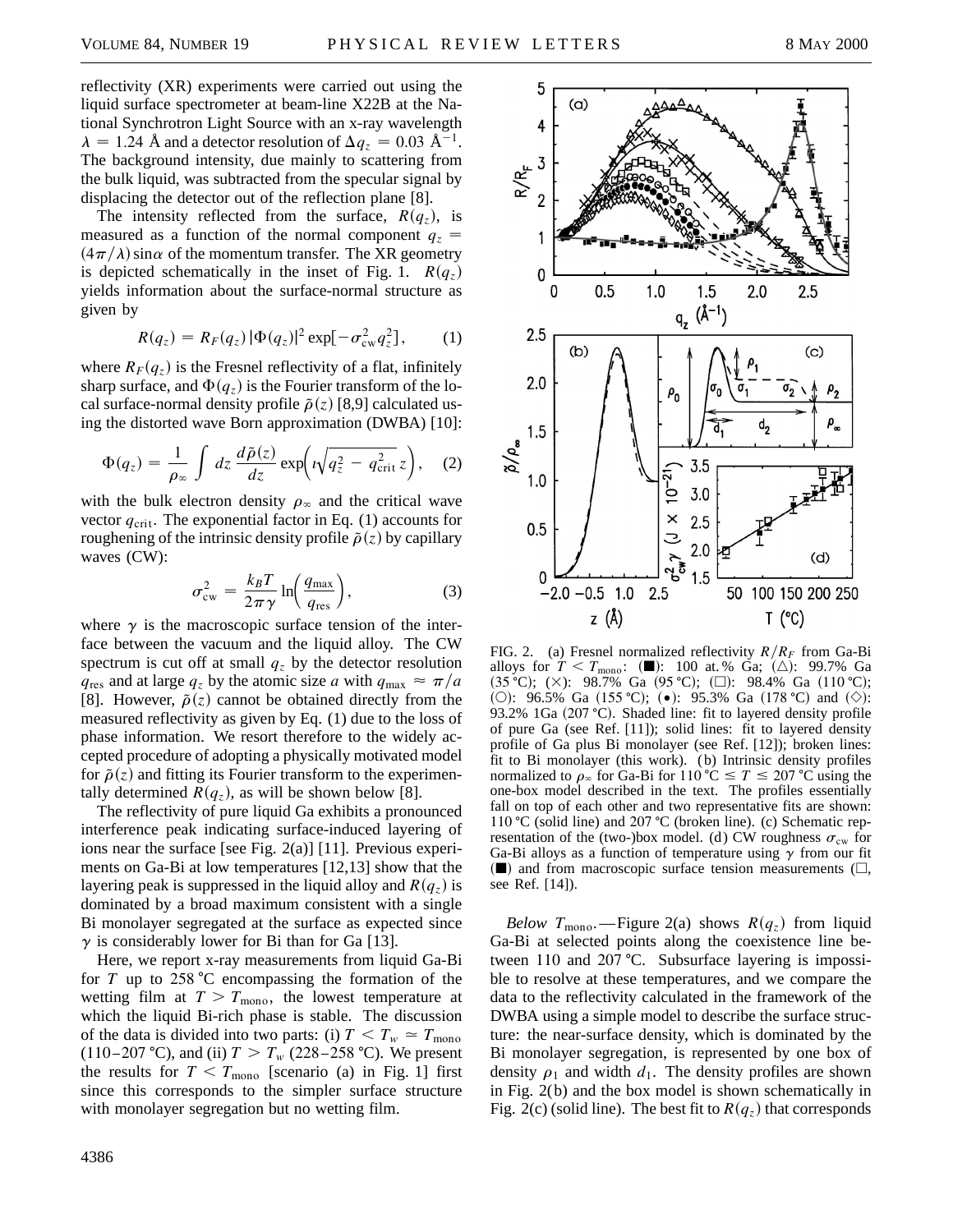reflectivity (XR) experiments were carried out using the liquid surface spectrometer at beam-line X22B at the National Synchrotron Light Source with an x-ray wavelength $\lambda = 1.24$ Å and a detector resolution of $\Delta q_z = 0.03$ Å$^{-1}$. The background intensity, due mainly to scattering from the bulk liquid, was subtracted from the specular signal by displacing the detector out of the reflection plane [8].

The intensity reflected from the surface, $R(q_z)$, is measured as a function of the normal component $q_z = (4\pi/\lambda)\sin\alpha$ of the momentum transfer. The XR geometry is depicted schematically in the inset of Fig. 1. $R(q_z)$ yields information about the surface-normal structure as given by

$$R(q_z) = R_F(q_z)\,|\Phi(q_z)|^2 \exp[-\sigma_{\rm cw}^2 q_z^2], \qquad (1)$$

where $R_F(q_z)$ is the Fresnel reflectivity of a flat, infinitely sharp surface, and $\Phi(q_z)$ is the Fourier transform of the local surface-normal density profile $\tilde{\rho}(z)$ [8,9] calculated using the distorted wave Born approximation (DWBA) [10]:

$$\Phi(q_z) = \frac{1}{\rho_\infty} \int dz \, \frac{d\tilde{\rho}(z)}{dz} \exp\Big(\imath\sqrt{q_z^2 - q_{\rm crit}^2}\, z\Big), \qquad (2)$$

with the bulk electron density $\rho_\infty$ and the critical wave vector $q_{\rm crit}$. The exponential factor in Eq. (1) accounts for roughening of the intrinsic density profile $\tilde{\rho}(z)$ by capillary waves (CW):

$$\sigma_{\rm cw}^2 = \frac{k_B T}{2\pi\gamma} \ln\Big(\frac{q_{\rm max}}{q_{\rm res}}\Big), \qquad (3)$$

where $\gamma$ is the macroscopic surface tension of the interface between the vacuum and the liquid alloy. The CW spectrum is cut off at small $q_z$ by the detector resolution $q_{\rm res}$ and at large $q_z$ by the atomic size $a$ with $q_{\rm max} \approx \pi/a$ [8]. However, $\tilde{\rho}(z)$ cannot be obtained directly from the measured reflectivity as given by Eq. (1) due to the loss of phase information. We resort therefore to the widely accepted procedure of adopting a physically motivated model for $\tilde{\rho}(z)$ and fitting its Fourier transform to the experimentally determined $R(q_z)$, as will be shown below [8].

The reflectivity of pure liquid Ga exhibits a pronounced interference peak indicating surface-induced layering of ions near the surface [see Fig. 2(a)] [11]. Previous experiments on Ga-Bi at low temperatures [12,13] show that the layering peak is suppressed in the liquid alloy and $R(q_z)$ is dominated by a broad maximum consistent with a single Bi monolayer segregated at the surface as expected since $\gamma$ is considerably lower for Bi than for Ga [13].

Here, we report x-ray measurements from liquid Ga-Bi for $T$ up to 258 °C encompassing the formation of the wetting film at $T > T_{\rm mono}$, the lowest temperature at which the liquid Bi-rich phase is stable. The discussion of the data is divided into two parts: (i) $T < T_w \simeq T_{\rm mono}$ (110–207 °C), and (ii) $T > T_w$ (228–258 °C). We present the results for $T < T_{\rm mono}$ [scenario (a) in Fig. 1] first since this corresponds to the simpler surface structure with monolayer segregation but no wetting film.

FIG. 2. (a) Fresnel normalized reflectivity $R/R_F$ from Ga-Bi alloys for $T < T_{\rm mono}$: (■): 100 at.% Ga; (△): 99.7% Ga (35 °C); (×): 98.7% Ga (95 °C); (□): 98.4% Ga (110 °C); (○): 96.5% Ga (155 °C); (●): 95.3% Ga (178 °C) and (◇): 93.2% 1Ga (207 °C). Shaded line: fit to layered density profile of pure Ga (see Ref. [11]); solid lines: fit to layered density profile of Ga plus Bi monolayer (see Ref. [12]); broken lines: fit to Bi monolayer (this work). (b) Intrinsic density profiles normalized to $\rho_\infty$ for Ga-Bi for 110 °C $\leq T \leq$ 207 °C using the one-box model described in the text. The profiles essentially fall on top of each other and two representative fits are shown: 110 °C (solid line) and 207 °C (broken line). (c) Schematic representation of the (two-)box model. (d) CW roughness $\sigma_{\rm cw}$ for Ga-Bi alloys as a function of temperature using $\gamma$ from our fit (■) and from macroscopic surface tension measurements (□, see Ref. [14]).

*Below $T_{\rm mono}$.*—Figure 2(a) shows $R(q_z)$ from liquid Ga-Bi at selected points along the coexistence line between 110 and 207 °C. Subsurface layering is impossible to resolve at these temperatures, and we compare the data to the reflectivity calculated in the framework of the DWBA using a simple model to describe the surface structure: the near-surface density, which is dominated by the Bi monolayer segregation, is represented by one box of density $\rho_1$ and width $d_1$. The density profiles are shown in Fig. 2(b) and the box model is shown schematically in Fig. 2(c) (solid line). The best fit to $R(q_z)$ that corresponds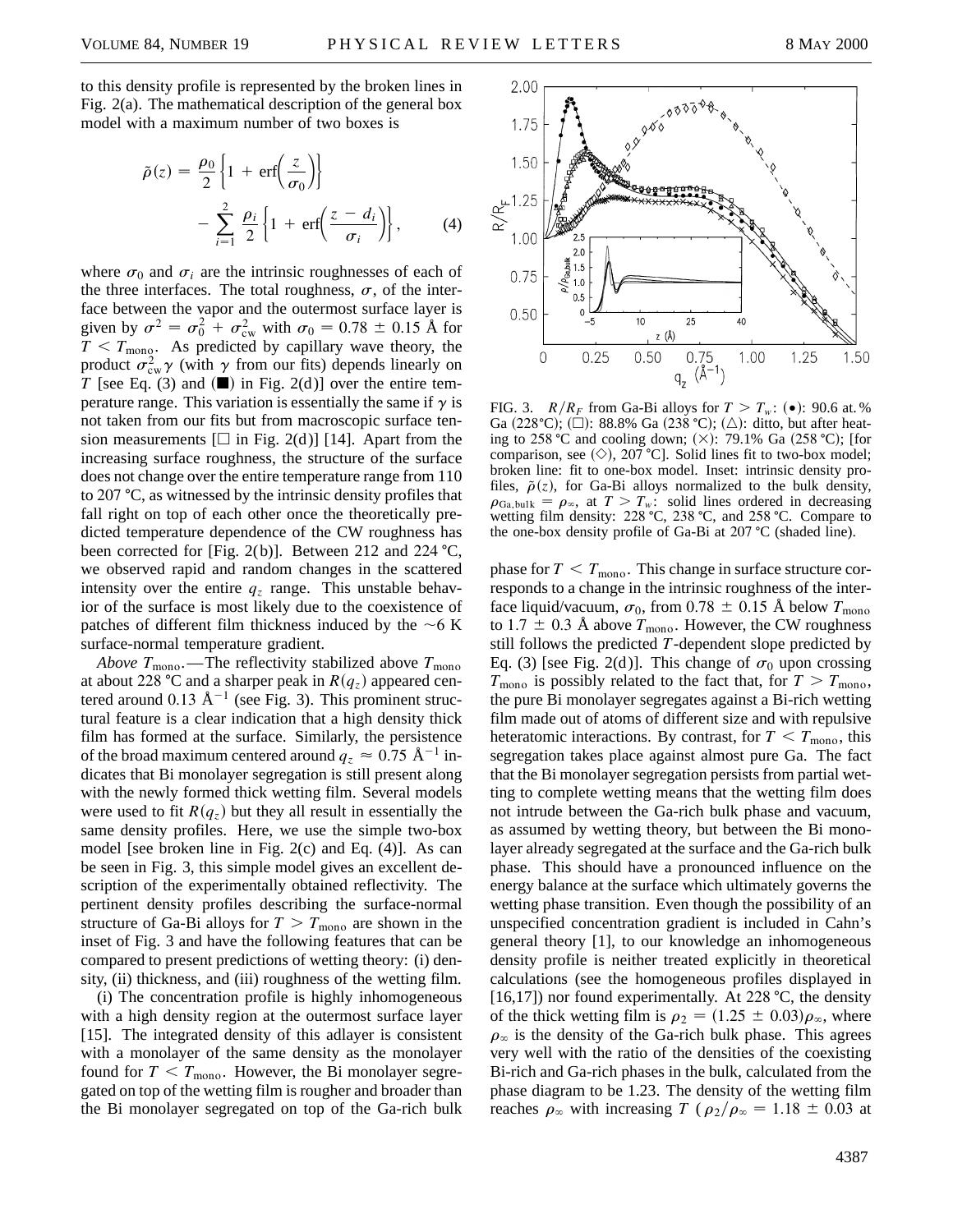to this density profile is represented by the broken lines in Fig. 2(a). The mathematical description of the general box model with a maximum number of two boxes is

$$\tilde{\rho}(z) = \frac{\rho_0}{2}\left\{1 + \mathrm{erf}\left(\frac{z}{\sigma_0}\right)\right\} - \sum_{i=1}^{2} \frac{\rho_i}{2}\left\{1 + \mathrm{erf}\left(\frac{z - d_i}{\sigma_i}\right)\right\}, \qquad (4)$$

where $\sigma_0$ and $\sigma_i$ are the intrinsic roughnesses of each of the three interfaces. The total roughness, $\sigma$, of the interface between the vapor and the outermost surface layer is given by $\sigma^2 = \sigma_0^2 + \sigma_{\mathrm{cw}}^2$ with $\sigma_0 = 0.78 \pm 0.15$ Å for $T < T_{\mathrm{mono}}$. As predicted by capillary wave theory, the product $\sigma_{\mathrm{cw}}^2 \gamma$ (with $\gamma$ from our fits) depends linearly on $T$ [see Eq. (3) and (■) in Fig. 2(d)] over the entire temperature range. This variation is essentially the same if $\gamma$ is not taken from our fits but from macroscopic surface tension measurements [□ in Fig. 2(d)] [14]. Apart from the increasing surface roughness, the structure of the surface does not change over the entire temperature range from 110 to 207 °C, as witnessed by the intrinsic density profiles that fall right on top of each other once the theoretically predicted temperature dependence of the CW roughness has been corrected for [Fig. 2(b)]. Between 212 and 224 °C, we observed rapid and random changes in the scattered intensity over the entire $q_z$ range. This unstable behavior of the surface is most likely due to the coexistence of patches of different film thickness induced by the ~6 K surface-normal temperature gradient.

*Above* $T_{\mathrm{mono}}$.—The reflectivity stabilized above $T_{\mathrm{mono}}$ at about 228 °C and a sharper peak in $R(q_z)$ appeared centered around 0.13 Å$^{-1}$ (see Fig. 3). This prominent structural feature is a clear indication that a high density thick film has formed at the surface. Similarly, the persistence of the broad maximum centered around $q_z \approx 0.75$ Å$^{-1}$ indicates that Bi monolayer segregation is still present along with the newly formed thick wetting film. Several models were used to fit $R(q_z)$ but they all result in essentially the same density profiles. Here, we use the simple two-box model [see broken line in Fig. 2(c) and Eq. (4)]. As can be seen in Fig. 3, this simple model gives an excellent description of the experimentally obtained reflectivity. The pertinent density profiles describing the surface-normal structure of Ga-Bi alloys for $T > T_{\mathrm{mono}}$ are shown in the inset of Fig. 3 and have the following features that can be compared to present predictions of wetting theory: (i) density, (ii) thickness, and (iii) roughness of the wetting film.

(i) The concentration profile is highly inhomogeneous with a high density region at the outermost surface layer [15]. The integrated density of this adlayer is consistent with a monolayer of the same density as the monolayer found for $T < T_{\mathrm{mono}}$. However, the Bi monolayer segregated on top of the wetting film is rougher and broader than the Bi monolayer segregated on top of the Ga-rich bulk phase for $T < T_{\mathrm{mono}}$. This change in surface structure corresponds to a change in the intrinsic roughness of the interface liquid/vacuum, $\sigma_0$, from $0.78 \pm 0.15$ Å below $T_{\mathrm{mono}}$ to $1.7 \pm 0.3$ Å above $T_{\mathrm{mono}}$. However, the CW roughness still follows the predicted $T$-dependent slope predicted by Eq. (3) [see Fig. 2(d)]. This change of $\sigma_0$ upon crossing $T_{\mathrm{mono}}$ is possibly related to the fact that, for $T > T_{\mathrm{mono}}$, the pure Bi monolayer segregates against a Bi-rich wetting film made out of atoms of different size and with repulsive heteratomic interactions. By contrast, for $T < T_{\mathrm{mono}}$, this segregation takes place against almost pure Ga. The fact that the Bi monolayer segregation persists from partial wetting to complete wetting means that the wetting film does not intrude between the Ga-rich bulk phase and vacuum, as assumed by wetting theory, but between the Bi monolayer already segregated at the surface and the Ga-rich bulk phase. This should have a pronounced influence on the energy balance at the surface which ultimately governs the wetting phase transition. Even though the possibility of an unspecified concentration gradient is included in Cahn's general theory [1], to our knowledge an inhomogeneous density profile is neither treated explicitly in theoretical calculations (see the homogeneous profiles displayed in [16,17]) nor found experimentally. At 228 °C, the density of the thick wetting film is $\rho_2 = (1.25 \pm 0.03)\rho_\infty$, where $\rho_\infty$ is the density of the Ga-rich bulk phase. This agrees very well with the ratio of the densities of the coexisting Bi-rich and Ga-rich phases in the bulk, calculated from the phase diagram to be 1.23. The density of the wetting film reaches $\rho_\infty$ with increasing $T$ ($\rho_2/\rho_\infty = 1.18 \pm 0.03$ at

FIG. 3. $R/R_F$ from Ga-Bi alloys for $T > T_w$: (•): 90.6 at.% Ga (228 °C); (□): 88.8% Ga (238 °C); (△): ditto, but after heating to 258 °C and cooling down; (×): 79.1% Ga (258 °C); [for comparison, see (◇), 207 °C]. Solid lines fit to two-box model; broken line: fit to one-box model. Inset: intrinsic density profiles, $\tilde{\rho}(z)$, for Ga-Bi alloys normalized to the bulk density, $\rho_{\mathrm{Ga,bulk}} = \rho_\infty$, at $T > T_w$: solid lines ordered in decreasing wetting film density: 228 °C, 238 °C, and 258 °C. Compare to the one-box density profile of Ga-Bi at 207 °C (shaded line).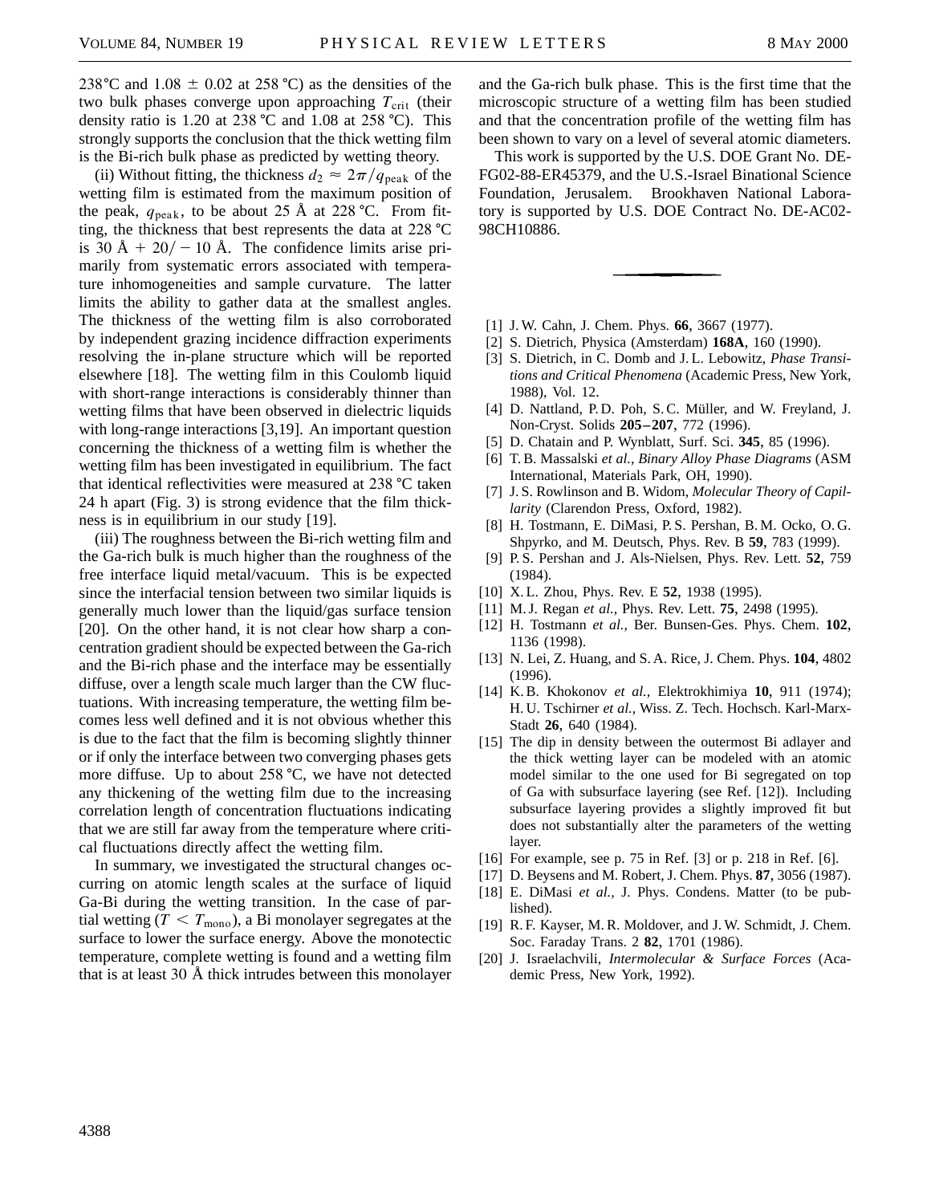238°C and 1.08 ± 0.02 at 258 °C) as the densities of the two bulk phases converge upon approaching $T_{\text{crit}}$ (their density ratio is 1.20 at 238 °C and 1.08 at 258 °C). This strongly supports the conclusion that the thick wetting film is the Bi-rich bulk phase as predicted by wetting theory.

(ii) Without fitting, the thickness $d_2 \approx 2\pi/q_{\text{peak}}$ of the wetting film is estimated from the maximum position of the peak, $q_{\text{peak}}$, to be about 25 Å at 228 °C. From fitting, the thickness that best represents the data at 228 °C is 30 Å + 20/ − 10 Å. The confidence limits arise primarily from systematic errors associated with temperature inhomogeneities and sample curvature. The latter limits the ability to gather data at the smallest angles. The thickness of the wetting film is also corroborated by independent grazing incidence diffraction experiments resolving the in-plane structure which will be reported elsewhere [18]. The wetting film in this Coulomb liquid with short-range interactions is considerably thinner than wetting films that have been observed in dielectric liquids with long-range interactions [3,19]. An important question concerning the thickness of a wetting film is whether the wetting film has been investigated in equilibrium. The fact that identical reflectivities were measured at 238 °C taken 24 h apart (Fig. 3) is strong evidence that the film thickness is in equilibrium in our study [19].

(iii) The roughness between the Bi-rich wetting film and the Ga-rich bulk is much higher than the roughness of the free interface liquid metal/vacuum. This is be expected since the interfacial tension between two similar liquids is generally much lower than the liquid/gas surface tension [20]. On the other hand, it is not clear how sharp a concentration gradient should be expected between the Ga-rich and the Bi-rich phase and the interface may be essentially diffuse, over a length scale much larger than the CW fluctuations. With increasing temperature, the wetting film becomes less well defined and it is not obvious whether this is due to the fact that the film is becoming slightly thinner or if only the interface between two converging phases gets more diffuse. Up to about 258 °C, we have not detected any thickening of the wetting film due to the increasing correlation length of concentration fluctuations indicating that we are still far away from the temperature where critical fluctuations directly affect the wetting film.

In summary, we investigated the structural changes occurring on atomic length scales at the surface of liquid Ga-Bi during the wetting transition. In the case of partial wetting ($T < T_{\text{mono}}$), a Bi monolayer segregates at the surface to lower the surface energy. Above the monotectic temperature, complete wetting is found and a wetting film that is at least 30 Å thick intrudes between this monolayer and the Ga-rich bulk phase. This is the first time that the microscopic structure of a wetting film has been studied and that the concentration profile of the wetting film has been shown to vary on a level of several atomic diameters.

This work is supported by the U.S. DOE Grant No. DE-FG02-88-ER45379, and the U.S.-Israel Binational Science Foundation, Jerusalem. Brookhaven National Laboratory is supported by U.S. DOE Contract No. DE-AC02-98CH10886.

---

[1] J. W. Cahn, J. Chem. Phys. **66**, 3667 (1977).

[2] S. Dietrich, Physica (Amsterdam) **168A**, 160 (1990).

[3] S. Dietrich, in C. Domb and J. L. Lebowitz, *Phase Transitions and Critical Phenomena* (Academic Press, New York, 1988), Vol. 12.

[4] D. Nattland, P. D. Poh, S. C. Müller, and W. Freyland, J. Non-Cryst. Solids **205–207**, 772 (1996).

[5] D. Chatain and P. Wynblatt, Surf. Sci. **345**, 85 (1996).

[6] T. B. Massalski *et al.*, *Binary Alloy Phase Diagrams* (ASM International, Materials Park, OH, 1990).

[7] J. S. Rowlinson and B. Widom, *Molecular Theory of Capillarity* (Clarendon Press, Oxford, 1982).

[8] H. Tostmann, E. DiMasi, P. S. Pershan, B. M. Ocko, O. G. Shpyrko, and M. Deutsch, Phys. Rev. B **59**, 783 (1999).

[9] P. S. Pershan and J. Als-Nielsen, Phys. Rev. Lett. **52**, 759 (1984).

[10] X. L. Zhou, Phys. Rev. E **52**, 1938 (1995).

[11] M. J. Regan *et al.,* Phys. Rev. Lett. **75**, 2498 (1995).

[12] H. Tostmann *et al.,* Ber. Bunsen-Ges. Phys. Chem. **102**, 1136 (1998).

[13] N. Lei, Z. Huang, and S. A. Rice, J. Chem. Phys. **104**, 4802 (1996).

[14] K. B. Khokonov *et al.,* Elektrokhimiya **10**, 911 (1974); H. U. Tschirner *et al.,* Wiss. Z. Tech. Hochsch. Karl-Marx-Stadt **26**, 640 (1984).

[15] The dip in density between the outermost Bi adlayer and the thick wetting layer can be modeled with an atomic model similar to the one used for Bi segregated on top of Ga with subsurface layering (see Ref. [12]). Including subsurface layering provides a slightly improved fit but does not substantially alter the parameters of the wetting layer.

[16] For example, see p. 75 in Ref. [3] or p. 218 in Ref. [6].

[17] D. Beysens and M. Robert, J. Chem. Phys. **87**, 3056 (1987).

[18] E. DiMasi *et al.,* J. Phys. Condens. Matter (to be published).

[19] R. F. Kayser, M. R. Moldover, and J. W. Schmidt, J. Chem. Soc. Faraday Trans. 2 **82**, 1701 (1986).

[20] J. Israelachvili, *Intermolecular & Surface Forces* (Academic Press, New York, 1992).